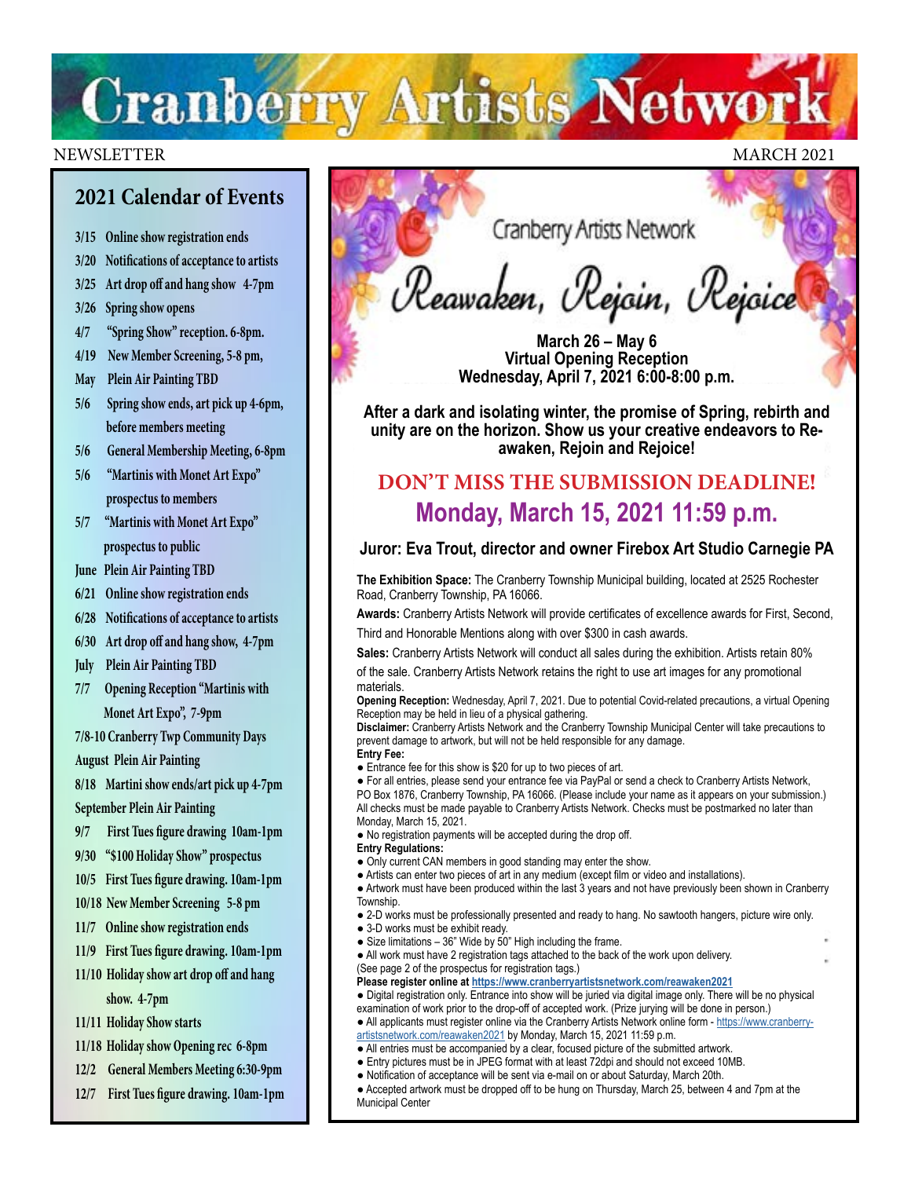# Cranberry Artists Network

NEWSLETTER MARCH 2021

## 2021 Calendar of Events

- 3/15 Online show registration ends
- 3/20 Notifications of acceptance to artists
- 3/25 Art drop off and hang show 4-7pm
- 3/26 Spring show opens
- 4/7 "Spring Show" reception. 6-8pm.
- 4/19 New Member Screening, 5-8 pm,
- May Plein Air Painting TBD
- 5/6 Spring show ends, art pick up 4-6pm, before members meeting
- 5/6 General Membership Meeting, 6-8pm
- 5/6 "Martinis with Monet Art Expo" prospectus to members
- 5/7 "Martinis with Monet Art Expo" prospectus to public
- June Plein Air Painting TBD
- 6/21 Online show registration ends
- 6/28 Notifications of acceptance to artists
- 6/30 Art drop off and hang show, 4-7pm
- July Plein Air Painting TBD
- 7/7 Opening Reception "Martinis with Monet Art Expo", 7-9pm
- 7/8-10 Cranberry Twp Community Days
- August Plein Air Painting
- 8/18 Martini show ends/art pick up 4-7pm
- September Plein Air Painting
- 9/7 First Tues figure drawing 10am-1pm
- 9/30 "$100 Holiday Show" prospectus
- 10/5 First Tues figure drawing. 10am-1pm
- 10/18 New Member Screening 5-8 pm
- 11/7 Online show registration ends
- 11/9 First Tues figure drawing. 10am-1pm
- 11/10 Holiday show art drop off and hang show. 4-7pm
- 11/11 Holiday Show starts
- 11/18 Holiday show Opening rec 6-8pm
- 12/2 General Members Meeting 6:30-9pm
- 12/7 First Tues figure drawing. 10am-1pm

Cranberry Artists Network

## *Reawaken, Rejoin, Rejoice*

**March 26 – May 6**
**Virtual Opening Reception**
**Wednesday, April 7, 2021 6:00-8:00 p.m.**

**After a dark and isolating winter, the promise of Spring, rebirth and unity are on the horizon. Show us your creative endeavors to Re-awaken, Rejoin and Rejoice!**

## DON'T MISS THE SUBMISSION DEADLINE!

## Monday, March 15, 2021 11:59 p.m.

### Juror: Eva Trout, director and owner Firebox Art Studio Carnegie PA

**The Exhibition Space:** The Cranberry Township Municipal building, located at 2525 Rochester Road, Cranberry Township, PA 16066.

**Awards:** Cranberry Artists Network will provide certificates of excellence awards for First, Second, Third and Honorable Mentions along with over $300 in cash awards.

**Sales:** Cranberry Artists Network will conduct all sales during the exhibition. Artists retain 80% of the sale. Cranberry Artists Network retains the right to use art images for any promotional materials.

**Opening Reception:** Wednesday, April 7, 2021. Due to potential Covid-related precautions, a virtual Opening Reception may be held in lieu of a physical gathering.

**Disclaimer:** Cranberry Artists Network and the Cranberry Township Municipal Center will take precautions to prevent damage to artwork, but will not be held responsible for any damage.

**Entry Fee:**

- Entrance fee for this show is $20 for up to two pieces of art.
- For all entries, please send your entrance fee via PayPal or send a check to Cranberry Artists Network, PO Box 1876, Cranberry Township, PA 16066. (Please include your name as it appears on your submission.) All checks must be made payable to Cranberry Artists Network. Checks must be postmarked no later than Monday, March 15, 2021.
- No registration payments will be accepted during the drop off.

**Entry Regulations:**

- Only current CAN members in good standing may enter the show.
- Artists can enter two pieces of art in any medium (except film or video and installations).
- Artwork must have been produced within the last 3 years and not have previously been shown in Cranberry Township.
- 2-D works must be professionally presented and ready to hang. No sawtooth hangers, picture wire only.
- 3-D works must be exhibit ready.
- Size limitations – 36" Wide by 50" High including the frame.
- All work must have 2 registration tags attached to the back of the work upon delivery.

(See page 2 of the prospectus for registration tags.)

**Please register online at https://www.cranberryartistsnetwork.com/reawaken2021**

- Digital registration only. Entrance into show will be juried via digital image only. There will be no physical examination of work prior to the drop-off of accepted work. (Prize jurying will be done in person.)
- All applicants must register online via the Cranberry Artists Network online form - https://www.cranberry-artistsnetwork.com/reawaken2021 by Monday, March 15, 2021 11:59 p.m.
- All entries must be accompanied by a clear, focused picture of the submitted artwork.
- Entry pictures must be in JPEG format with at least 72dpi and should not exceed 10MB.
- Notification of acceptance will be sent via e-mail on or about Saturday, March 20th.
- Accepted artwork must be dropped off to be hung on Thursday, March 25, between 4 and 7pm at the Municipal Center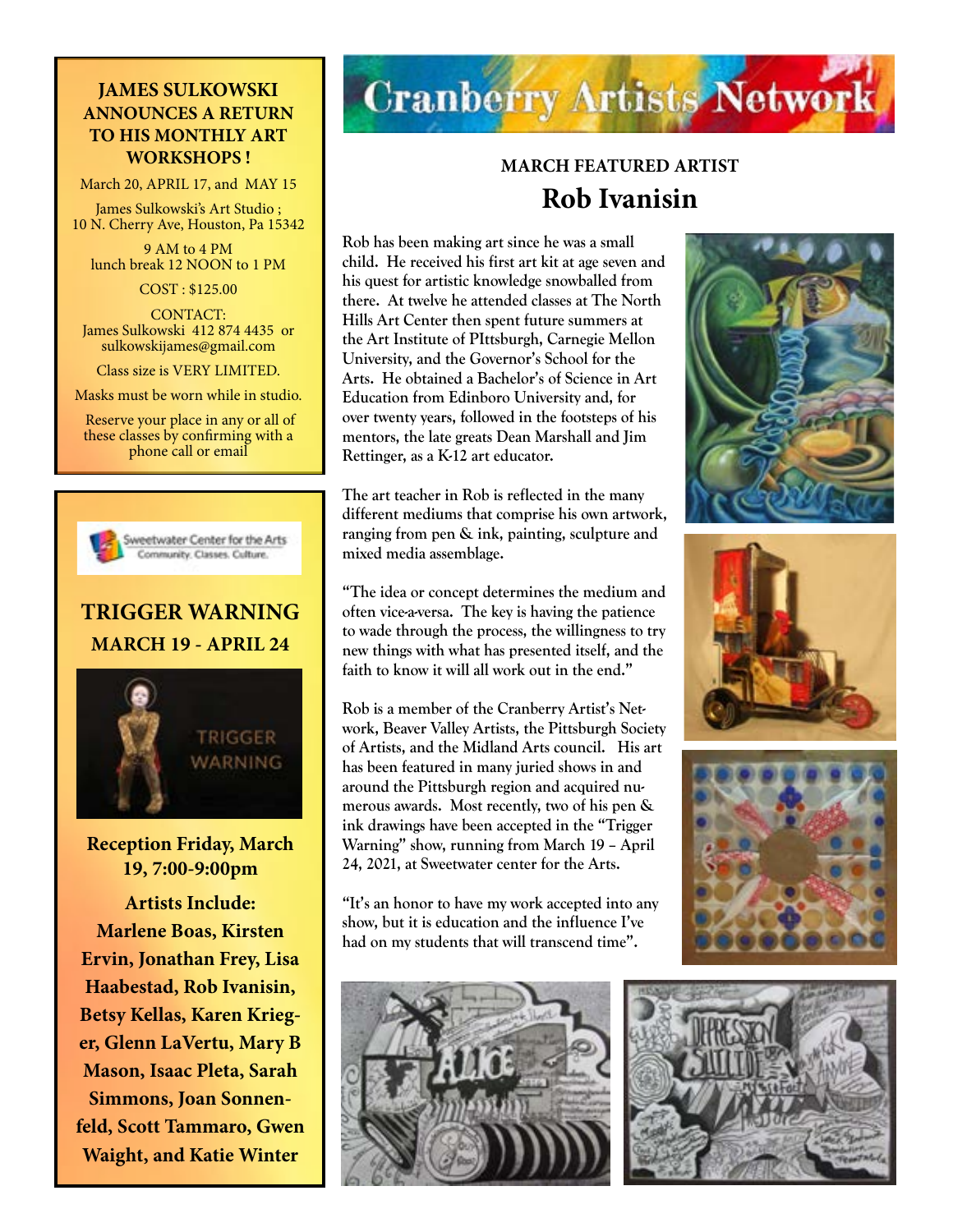# Cranberry Artists Network

## MARCH FEATURED ARTIST

# Rob Ivanisin

Rob has been making art since he was a small child. He received his first art kit at age seven and his quest for artistic knowledge snowballed from there. At twelve he attended classes at The North Hills Art Center then spent future summers at the Art Institute of PIttsburgh, Carnegie Mellon University, and the Governor's School for the Arts. He obtained a Bachelor's of Science in Art Education from Edinboro University and, for over twenty years, followed in the footsteps of his mentors, the late greats Dean Marshall and Jim Rettinger, as a K-12 art educator.

The art teacher in Rob is reflected in the many different mediums that comprise his own artwork, ranging from pen & ink, painting, sculpture and mixed media assemblage.

"The idea or concept determines the medium and often vice-a-versa. The key is having the patience to wade through the process, the willingness to try new things with what has presented itself, and the faith to know it will all work out in the end."

Rob is a member of the Cranberry Artist's Network, Beaver Valley Artists, the Pittsburgh Society of Artists, and the Midland Arts council. His art has been featured in many juried shows in and around the Pittsburgh region and acquired numerous awards. Most recently, two of his pen & ink drawings have been accepted in the "Trigger Warning" show, running from March 19 – April 24, 2021, at Sweetwater center for the Arts.

"It's an honor to have my work accepted into any show, but it is education and the influence I've had on my students that will transcend time".

---

**JAMES SULKOWSKI ANNOUNCES A RETURN TO HIS MONTHLY ART WORKSHOPS !**

March 20, APRIL 17, and MAY 15

James Sulkowski's Art Studio ;
10 N. Cherry Ave, Houston, Pa 15342

9 AM to 4 PM
lunch break 12 NOON to 1 PM

COST : $125.00

CONTACT:
James Sulkowski 412 874 4435 or sulkowskijames@gmail.com

Class size is VERY LIMITED.

Masks must be worn while in studio.

Reserve your place in any or all of these classes by confirming with a phone call or email

---

Sweetwater Center for the Arts
Community. Classes. Culture.

## TRIGGER WARNING

**MARCH 19 - APRIL 24**

**Reception Friday, March 19, 7:00-9:00pm**

**Artists Include:**
**Marlene Boas, Kirsten Ervin, Jonathan Frey, Lisa Haabestad, Rob Ivanisin, Betsy Kellas, Karen Krieger, Glenn LaVertu, Mary B Mason, Isaac Pleta, Sarah Simmons, Joan Sonnenfeld, Scott Tammaro, Gwen Waight, and Katie Winter**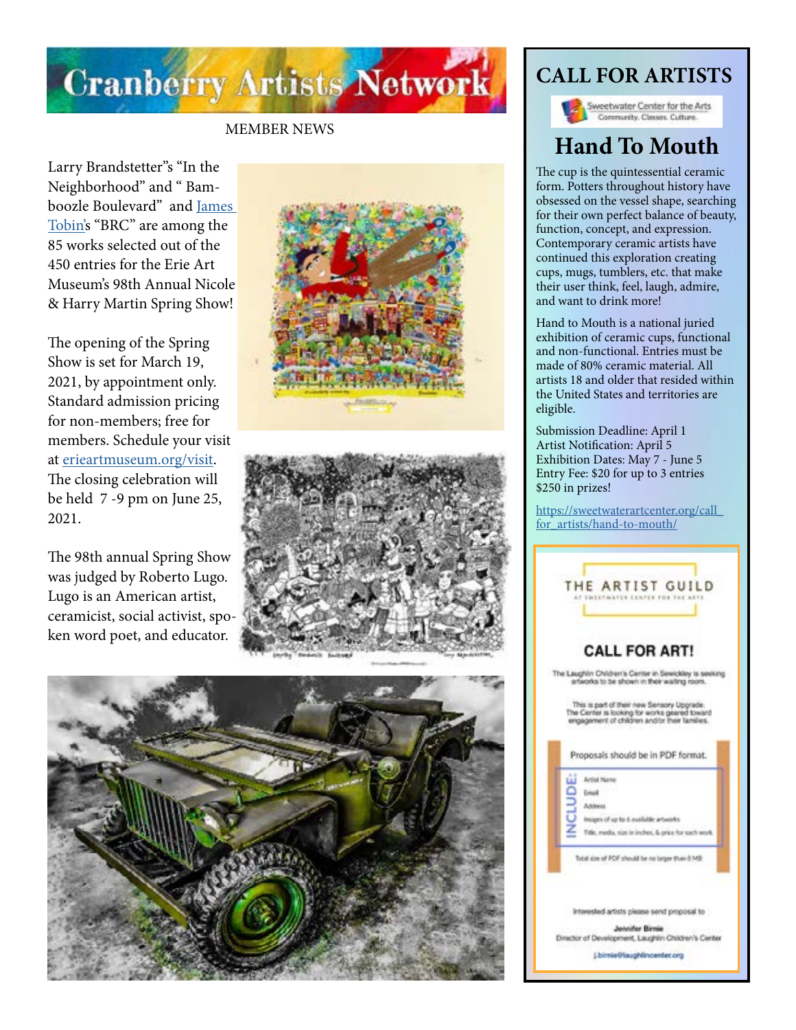# Cranberry Artists Network

MEMBER NEWS

Larry Brandstetter"s "In the Neighborhood" and " Bamboozle Boulevard" and [James Tobin](#)'s "BRC" are among the 85 works selected out of the 450 entries for the Erie Art Museum's 98th Annual Nicole & Harry Martin Spring Show!

The opening of the Spring Show is set for March 19, 2021, by appointment only. Standard admission pricing for non-members; free for members. Schedule your visit at [erieartmuseum.org/visit](#). The closing celebration will be held 7 -9 pm on June 25, 2021.

The 98th annual Spring Show was judged by Roberto Lugo. Lugo is an American artist, ceramicist, social activist, spoken word poet, and educator.

## CALL FOR ARTISTS

Sweetwater Center for the Arts
Community. Classes. Culture.

### Hand To Mouth

The cup is the quintessential ceramic form. Potters throughout history have obsessed on the vessel shape, searching for their own perfect balance of beauty, function, concept, and expression. Contemporary ceramic artists have continued this exploration creating cups, mugs, tumblers, etc. that make their user think, feel, laugh, admire, and want to drink more!

Hand to Mouth is a national juried exhibition of ceramic cups, functional and non-functional. Entries must be made of 80% ceramic material. All artists 18 and older that resided within the United States and territories are eligible.

Submission Deadline: April 1
Artist Notification: April 5
Exhibition Dates: May 7 - June 5
Entry Fee: $20 for up to 3 entries
$250 in prizes!

[https://sweetwaterartcenter.org/call_for_artists/hand-to-mouth/](https://sweetwaterartcenter.org/call_for_artists/hand-to-mouth/)

THE ARTIST GUILD
AT SWEETWATER CENTER FOR THE ARTS

### CALL FOR ART!

The Laughlin Children's Center in Sewickley is seeking artworks to be shown in their waiting room.

This is part of their new Sensory Upgrade. The Center is looking for works geared toward engagement of children and/or their families.

Proposals should be in PDF format.

INCLUDE:

- Artist Name
- Email
- Address
- Images of up to 6 available artworks
- Title, media, size in inches, & price for each work

Total size of PDF should be no larger than 8 MB

Interested artists please send proposal to

Jennifer Birnie
Director of Development, Laughlin Children's Center
j.birnie@laughlincenter.org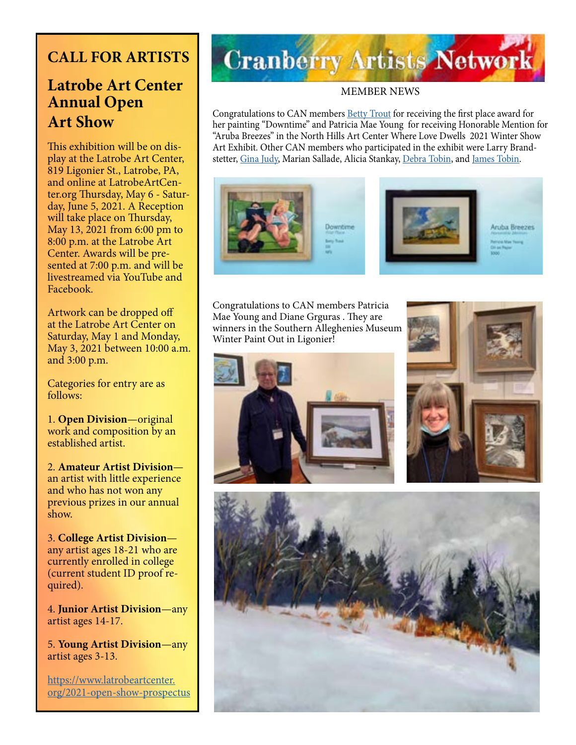# CALL FOR ARTISTS

## Latrobe Art Center Annual Open Art Show

This exhibition will be on display at the Latrobe Art Center, 819 Ligonier St., Latrobe, PA, and online at LatrobeArtCenter.org Thursday, May 6 - Saturday, June 5, 2021. A Reception will take place on Thursday, May 13, 2021 from 6:00 pm to 8:00 p.m. at the Latrobe Art Center. Awards will be presented at 7:00 p.m. and will be livestreamed via YouTube and Facebook.

Artwork can be dropped off at the Latrobe Art Center on Saturday, May 1 and Monday, May 3, 2021 between 10:00 a.m. and 3:00 p.m.

Categories for entry are as follows:

1. **Open Division**—original work and composition by an established artist.
2. **Amateur Artist Division**—an artist with little experience and who has not won any previous prizes in our annual show.
3. **College Artist Division**—any artist ages 18-21 who are currently enrolled in college (current student ID proof required).
4. **Junior Artist Division**—any artist ages 14-17.
5. **Young Artist Division**—any artist ages 3-13.

https://www.latrobeartcenter.org/2021-open-show-prospectus

# Cranberry Artists Network

MEMBER NEWS

Congratulations to CAN members Betty Trout for receiving the first place award for her painting "Downtime" and Patricia Mae Young for receiving Honorable Mention for "Aruba Breezes" in the North Hills Art Center Where Love Dwells 2021 Winter Show Art Exhibit. Other CAN members who participated in the exhibit were Larry Brandstetter, Gina Judy, Marian Sallade, Alicia Stankay, Debra Tobin, and James Tobin.

Congratulations to CAN members Patricia Mae Young and Diane Grguras . They are winners in the Southern Alleghenies Museum Winter Paint Out in Ligonier!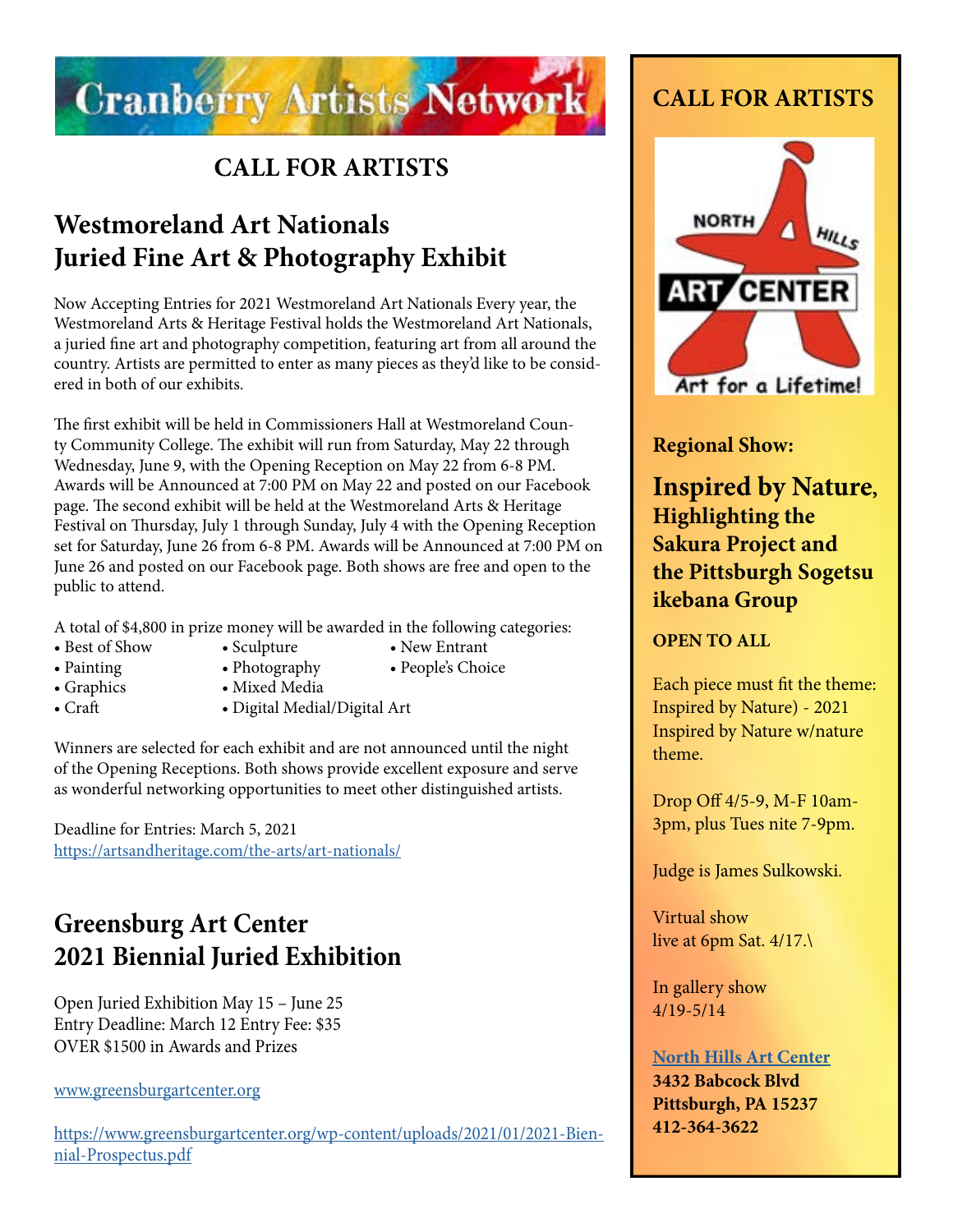# Cranberry Artists Network

## CALL FOR ARTISTS

## Westmoreland Art Nationals Juried Fine Art & Photography Exhibit

Now Accepting Entries for 2021 Westmoreland Art Nationals Every year, the Westmoreland Arts & Heritage Festival holds the Westmoreland Art Nationals, a juried fine art and photography competition, featuring art from all around the country. Artists are permitted to enter as many pieces as they'd like to be considered in both of our exhibits.

The first exhibit will be held in Commissioners Hall at Westmoreland County Community College. The exhibit will run from Saturday, May 22 through Wednesday, June 9, with the Opening Reception on May 22 from 6-8 PM. Awards will be Announced at 7:00 PM on May 22 and posted on our Facebook page. The second exhibit will be held at the Westmoreland Arts & Heritage Festival on Thursday, July 1 through Sunday, July 4 with the Opening Reception set for Saturday, June 26 from 6-8 PM. Awards will be Announced at 7:00 PM on June 26 and posted on our Facebook page. Both shows are free and open to the public to attend.

A total of $4,800 in prize money will be awarded in the following categories:

- Best of Show
- Painting
- Graphics
- Craft
- Sculpture
- Photography
- Mixed Media
- Digital Medial/Digital Art
- New Entrant
- People's Choice

Winners are selected for each exhibit and are not announced until the night of the Opening Receptions. Both shows provide excellent exposure and serve as wonderful networking opportunities to meet other distinguished artists.

Deadline for Entries: March 5, 2021
https://artsandheritage.com/the-arts/art-nationals/

## Greensburg Art Center 2021 Biennial Juried Exhibition

Open Juried Exhibition May 15 – June 25
Entry Deadline: March 12 Entry Fee: $35
OVER $1500 in Awards and Prizes

www.greensburgartcenter.org

https://www.greensburgartcenter.org/wp-content/uploads/2021/01/2021-Biennial-Prospectus.pdf

## CALL FOR ARTISTS

NORTH HILLS ART CENTER
Art for a Lifetime!

**Regional Show:**

### Inspired by Nature, Highlighting the Sakura Project and the Pittsburgh Sogetsu ikebana Group

**OPEN TO ALL**

Each piece must fit the theme: Inspired by Nature) - 2021 Inspired by Nature w/nature theme.

Drop Off 4/5-9, M-F 10am-3pm, plus Tues nite 7-9pm.

Judge is James Sulkowski.

Virtual show live at 6pm Sat. 4/17.\

In gallery show 4/19-5/14

**North Hills Art Center**
**3432 Babcock Blvd**
**Pittsburgh, PA 15237**
**412-364-3622**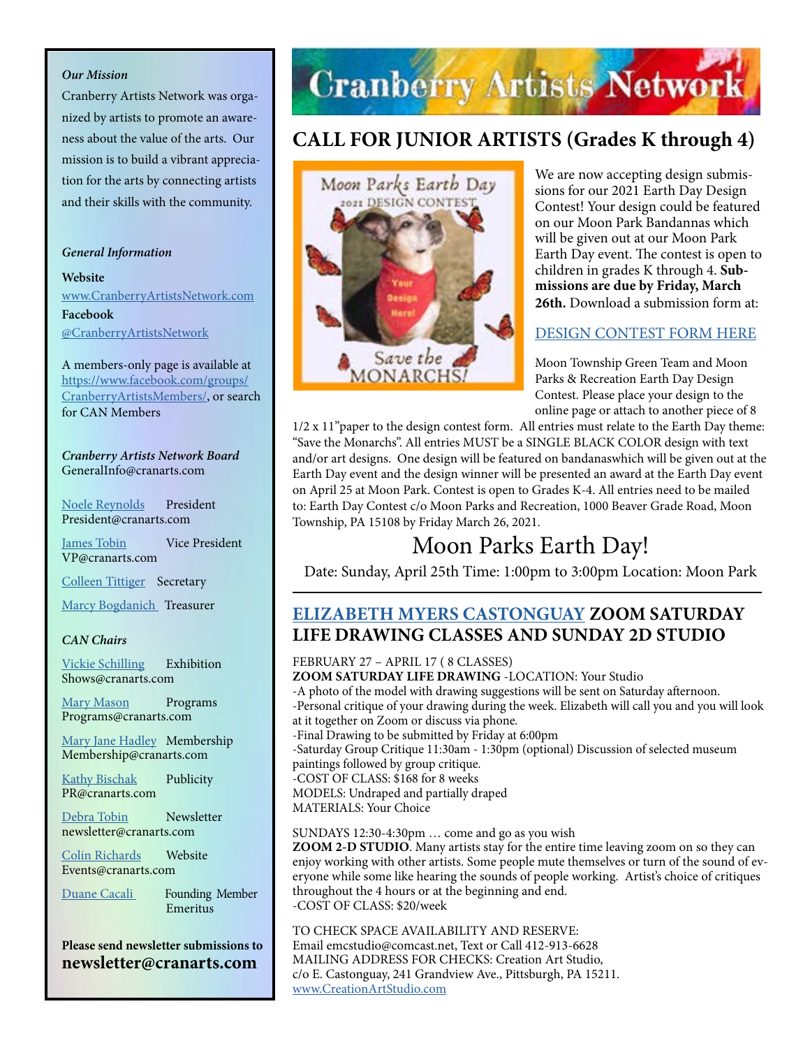# Cranberry Artists Network

## CALL FOR JUNIOR ARTISTS (Grades K through 4)

We are now accepting design submissions for our 2021 Earth Day Design Contest! Your design could be featured on our Moon Park Bandannas which will be given out at our Moon Park Earth Day event. The contest is open to children in grades K through 4. **Submissions are due by Friday, March 26th.** Download a submission form at:

[DESIGN CONTEST FORM HERE]

Moon Township Green Team and Moon Parks & Recreation Earth Day Design Contest. Please place your design to the online page or attach to another piece of 8 1/2 x 11"paper to the design contest form. All entries must relate to the Earth Day theme: "Save the Monarchs". All entries MUST be a SINGLE BLACK COLOR design with text and/or art designs. One design will be featured on bandanaswhich will be given out at the Earth Day event and the design winner will be presented an award at the Earth Day event on April 25 at Moon Park. Contest is open to Grades K-4. All entries need to be mailed to: Earth Day Contest c/o Moon Parks and Recreation, 1000 Beaver Grade Road, Moon Township, PA 15108 by Friday March 26, 2021.

## Moon Parks Earth Day!

Date: Sunday, April 25th Time: 1:00pm to 3:00pm Location: Moon Park

## ELIZABETH MYERS CASTONGUAY ZOOM SATURDAY LIFE DRAWING CLASSES AND SUNDAY 2D STUDIO

FEBRUARY 27 – APRIL 17 ( 8 CLASSES)
**ZOOM SATURDAY LIFE DRAWING** -LOCATION: Your Studio
-A photo of the model with drawing suggestions will be sent on Saturday afternoon.
-Personal critique of your drawing during the week. Elizabeth will call you and you will look at it together on Zoom or discuss via phone.
-Final Drawing to be submitted by Friday at 6:00pm
-Saturday Group Critique 11:30am - 1:30pm (optional) Discussion of selected museum paintings followed by group critique.
-COST OF CLASS: $168 for 8 weeks
MODELS: Undraped and partially draped
MATERIALS: Your Choice

SUNDAYS 12:30-4:30pm … come and go as you wish
**ZOOM 2-D STUDIO**. Many artists stay for the entire time leaving zoom on so they can enjoy working with other artists. Some people mute themselves or turn of the sound of everyone while some like hearing the sounds of people working. Artist's choice of critiques throughout the 4 hours or at the beginning and end.
-COST OF CLASS: $20/week

TO CHECK SPACE AVAILABILITY AND RESERVE:
Email emcstudio@comcast.net, Text or Call 412-913-6628
MAILING ADDRESS FOR CHECKS: Creation Art Studio, c/o E. Castonguay, 241 Grandview Ave., Pittsburgh, PA 15211.
www.CreationArtStudio.com

---

***Our Mission***

Cranberry Artists Network was organized by artists to promote an awareness about the value of the arts. Our mission is to build a vibrant appreciation for the arts by connecting artists and their skills with the community.

***General Information***

**Website**
www.CranberryArtistsNetwork.com
**Facebook**
@CranberryArtistsNetwork

A members-only page is available at https://www.facebook.com/groups/CranberryArtistsMembers/, or search for CAN Members

***Cranberry Artists Network Board***
GeneralInfo@cranarts.com

Noele Reynolds President
President@cranarts.com

James Tobin Vice President
VP@cranarts.com

Colleen Tittiger Secretary

Marcy Bogdanich Treasurer

***CAN Chairs***

Vickie Schilling Exhibition
Shows@cranarts.com

Mary Mason Programs
Programs@cranarts.com

Mary Jane Hadley Membership
Membership@cranarts.com

Kathy Bischak Publicity
PR@cranarts.com

Debra Tobin Newsletter
newsletter@cranarts.com

Colin Richards Website
Events@cranarts.com

Duane Cacali Founding Member Emeritus

**Please send newsletter submissions to newsletter@cranarts.com**